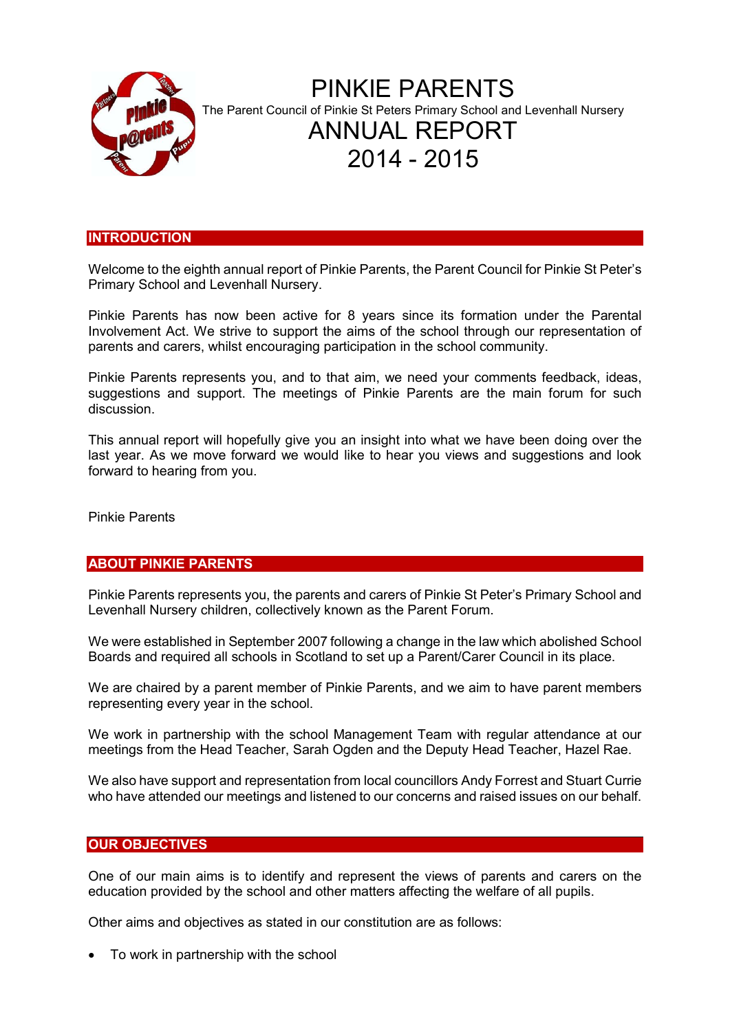# PINKIE PARENTS

The Parent Council of Pinkie St Peters Primary School and Levenhall Nursery

# ANNUAL REPORT
# 2014 - 2015

## INTRODUCTION

Welcome to the eighth annual report of Pinkie Parents, the Parent Council for Pinkie St Peter's Primary School and Levenhall Nursery.

Pinkie Parents has now been active for 8 years since its formation under the Parental Involvement Act. We strive to support the aims of the school through our representation of parents and carers, whilst encouraging participation in the school community.

Pinkie Parents represents you, and to that aim, we need your comments feedback, ideas, suggestions and support. The meetings of Pinkie Parents are the main forum for such discussion.

This annual report will hopefully give you an insight into what we have been doing over the last year. As we move forward we would like to hear you views and suggestions and look forward to hearing from you.

Pinkie Parents

## ABOUT PINKIE PARENTS

Pinkie Parents represents you, the parents and carers of Pinkie St Peter's Primary School and Levenhall Nursery children, collectively known as the Parent Forum.

We were established in September 2007 following a change in the law which abolished School Boards and required all schools in Scotland to set up a Parent/Carer Council in its place.

We are chaired by a parent member of Pinkie Parents, and we aim to have parent members representing every year in the school.

We work in partnership with the school Management Team with regular attendance at our meetings from the Head Teacher, Sarah Ogden and the Deputy Head Teacher, Hazel Rae.

We also have support and representation from local councillors Andy Forrest and Stuart Currie who have attended our meetings and listened to our concerns and raised issues on our behalf.

## OUR OBJECTIVES

One of our main aims is to identify and represent the views of parents and carers on the education provided by the school and other matters affecting the welfare of all pupils.

Other aims and objectives as stated in our constitution are as follows:

- To work in partnership with the school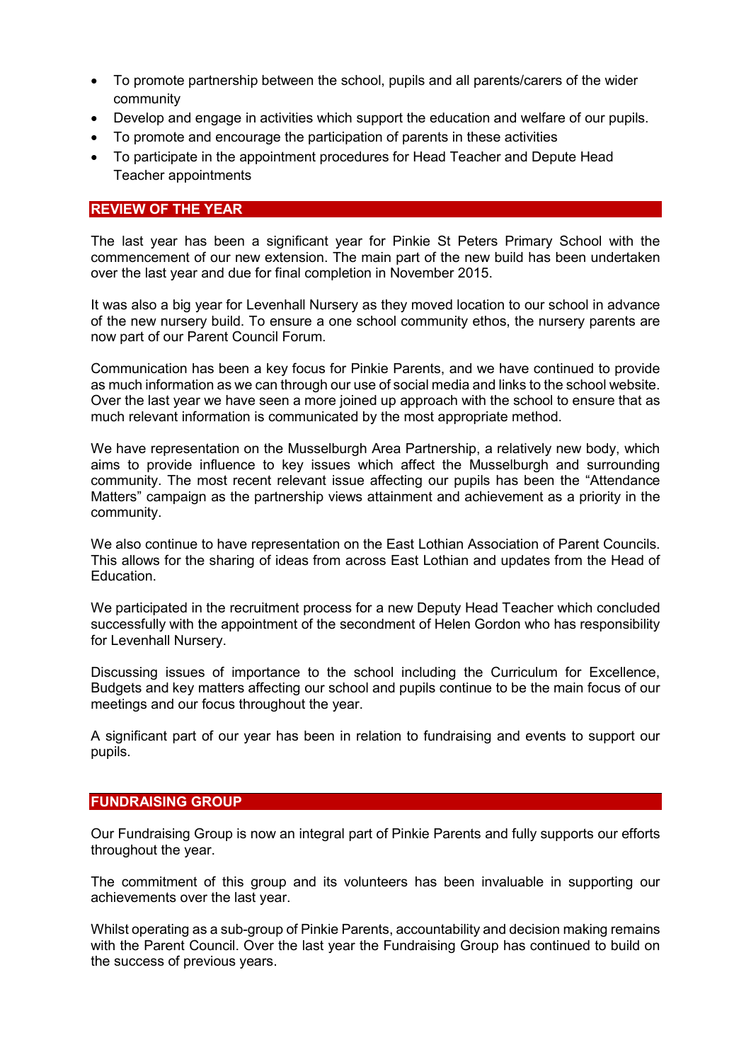- To promote partnership between the school, pupils and all parents/carers of the wider community
- Develop and engage in activities which support the education and welfare of our pupils.
- To promote and encourage the participation of parents in these activities
- To participate in the appointment procedures for Head Teacher and Depute Head Teacher appointments

## REVIEW OF THE YEAR

The last year has been a significant year for Pinkie St Peters Primary School with the commencement of our new extension. The main part of the new build has been undertaken over the last year and due for final completion in November 2015.

It was also a big year for Levenhall Nursery as they moved location to our school in advance of the new nursery build. To ensure a one school community ethos, the nursery parents are now part of our Parent Council Forum.

Communication has been a key focus for Pinkie Parents, and we have continued to provide as much information as we can through our use of social media and links to the school website. Over the last year we have seen a more joined up approach with the school to ensure that as much relevant information is communicated by the most appropriate method.

We have representation on the Musselburgh Area Partnership, a relatively new body, which aims to provide influence to key issues which affect the Musselburgh and surrounding community. The most recent relevant issue affecting our pupils has been the "Attendance Matters" campaign as the partnership views attainment and achievement as a priority in the community.

We also continue to have representation on the East Lothian Association of Parent Councils. This allows for the sharing of ideas from across East Lothian and updates from the Head of Education.

We participated in the recruitment process for a new Deputy Head Teacher which concluded successfully with the appointment of the secondment of Helen Gordon who has responsibility for Levenhall Nursery.

Discussing issues of importance to the school including the Curriculum for Excellence, Budgets and key matters affecting our school and pupils continue to be the main focus of our meetings and our focus throughout the year.

A significant part of our year has been in relation to fundraising and events to support our pupils.

## FUNDRAISING GROUP

Our Fundraising Group is now an integral part of Pinkie Parents and fully supports our efforts throughout the year.

The commitment of this group and its volunteers has been invaluable in supporting our achievements over the last year.

Whilst operating as a sub-group of Pinkie Parents, accountability and decision making remains with the Parent Council. Over the last year the Fundraising Group has continued to build on the success of previous years.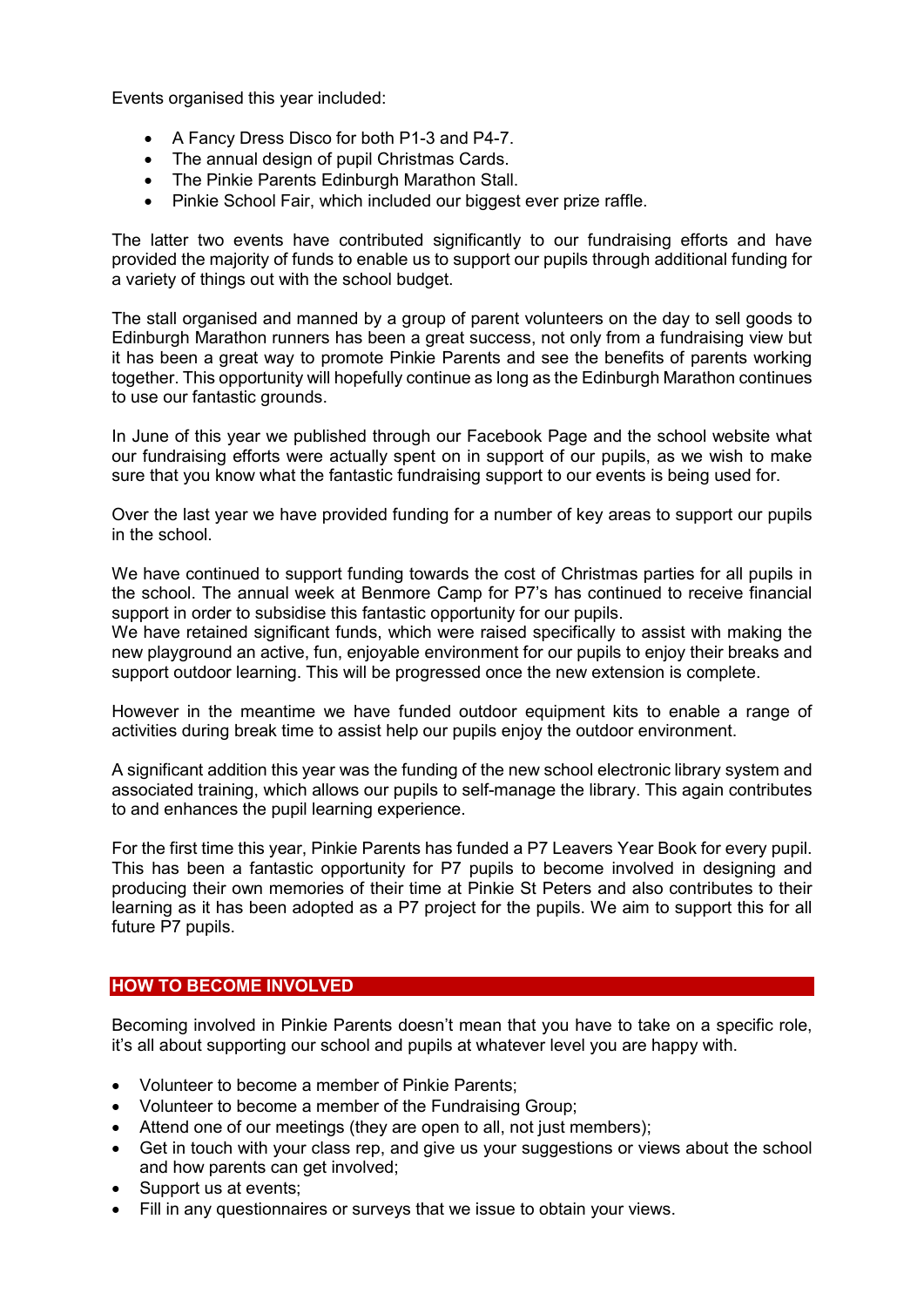Events organised this year included:

- A Fancy Dress Disco for both P1-3 and P4-7.
- The annual design of pupil Christmas Cards.
- The Pinkie Parents Edinburgh Marathon Stall.
- Pinkie School Fair, which included our biggest ever prize raffle.

The latter two events have contributed significantly to our fundraising efforts and have provided the majority of funds to enable us to support our pupils through additional funding for a variety of things out with the school budget.

The stall organised and manned by a group of parent volunteers on the day to sell goods to Edinburgh Marathon runners has been a great success, not only from a fundraising view but it has been a great way to promote Pinkie Parents and see the benefits of parents working together. This opportunity will hopefully continue as long as the Edinburgh Marathon continues to use our fantastic grounds.

In June of this year we published through our Facebook Page and the school website what our fundraising efforts were actually spent on in support of our pupils, as we wish to make sure that you know what the fantastic fundraising support to our events is being used for.

Over the last year we have provided funding for a number of key areas to support our pupils in the school.

We have continued to support funding towards the cost of Christmas parties for all pupils in the school. The annual week at Benmore Camp for P7's has continued to receive financial support in order to subsidise this fantastic opportunity for our pupils.
We have retained significant funds, which were raised specifically to assist with making the new playground an active, fun, enjoyable environment for our pupils to enjoy their breaks and support outdoor learning. This will be progressed once the new extension is complete.

However in the meantime we have funded outdoor equipment kits to enable a range of activities during break time to assist help our pupils enjoy the outdoor environment.

A significant addition this year was the funding of the new school electronic library system and associated training, which allows our pupils to self-manage the library. This again contributes to and enhances the pupil learning experience.

For the first time this year, Pinkie Parents has funded a P7 Leavers Year Book for every pupil. This has been a fantastic opportunity for P7 pupils to become involved in designing and producing their own memories of their time at Pinkie St Peters and also contributes to their learning as it has been adopted as a P7 project for the pupils. We aim to support this for all future P7 pupils.

## HOW TO BECOME INVOLVED

Becoming involved in Pinkie Parents doesn't mean that you have to take on a specific role, it's all about supporting our school and pupils at whatever level you are happy with.

- Volunteer to become a member of Pinkie Parents;
- Volunteer to become a member of the Fundraising Group;
- Attend one of our meetings (they are open to all, not just members);
- Get in touch with your class rep, and give us your suggestions or views about the school and how parents can get involved;
- Support us at events;
- Fill in any questionnaires or surveys that we issue to obtain your views.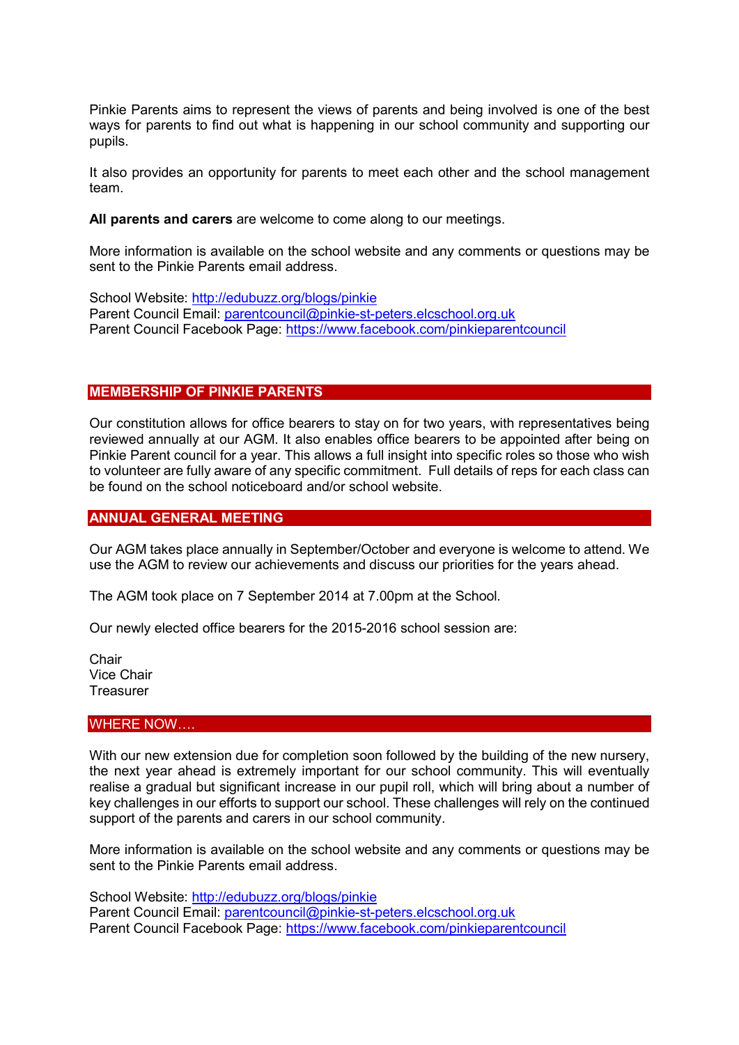Pinkie Parents aims to represent the views of parents and being involved is one of the best ways for parents to find out what is happening in our school community and supporting our pupils.

It also provides an opportunity for parents to meet each other and the school management team.

**All parents and carers** are welcome to come along to our meetings.

More information is available on the school website and any comments or questions may be sent to the Pinkie Parents email address.

School Website: http://edubuzz.org/blogs/pinkie
Parent Council Email: parentcouncil@pinkie-st-peters.elcschool.org.uk
Parent Council Facebook Page: https://www.facebook.com/pinkieparentcouncil

## MEMBERSHIP OF PINKIE PARENTS

Our constitution allows for office bearers to stay on for two years, with representatives being reviewed annually at our AGM. It also enables office bearers to be appointed after being on Pinkie Parent council for a year. This allows a full insight into specific roles so those who wish to volunteer are fully aware of any specific commitment. Full details of reps for each class can be found on the school noticeboard and/or school website.

## ANNUAL GENERAL MEETING

Our AGM takes place annually in September/October and everyone is welcome to attend. We use the AGM to review our achievements and discuss our priorities for the years ahead.

The AGM took place on 7 September 2014 at 7.00pm at the School.

Our newly elected office bearers for the 2015-2016 school session are:

Chair
Vice Chair
Treasurer

## WHERE NOW….

With our new extension due for completion soon followed by the building of the new nursery, the next year ahead is extremely important for our school community. This will eventually realise a gradual but significant increase in our pupil roll, which will bring about a number of key challenges in our efforts to support our school. These challenges will rely on the continued support of the parents and carers in our school community.

More information is available on the school website and any comments or questions may be sent to the Pinkie Parents email address.

School Website: http://edubuzz.org/blogs/pinkie
Parent Council Email: parentcouncil@pinkie-st-peters.elcschool.org.uk
Parent Council Facebook Page: https://www.facebook.com/pinkieparentcouncil